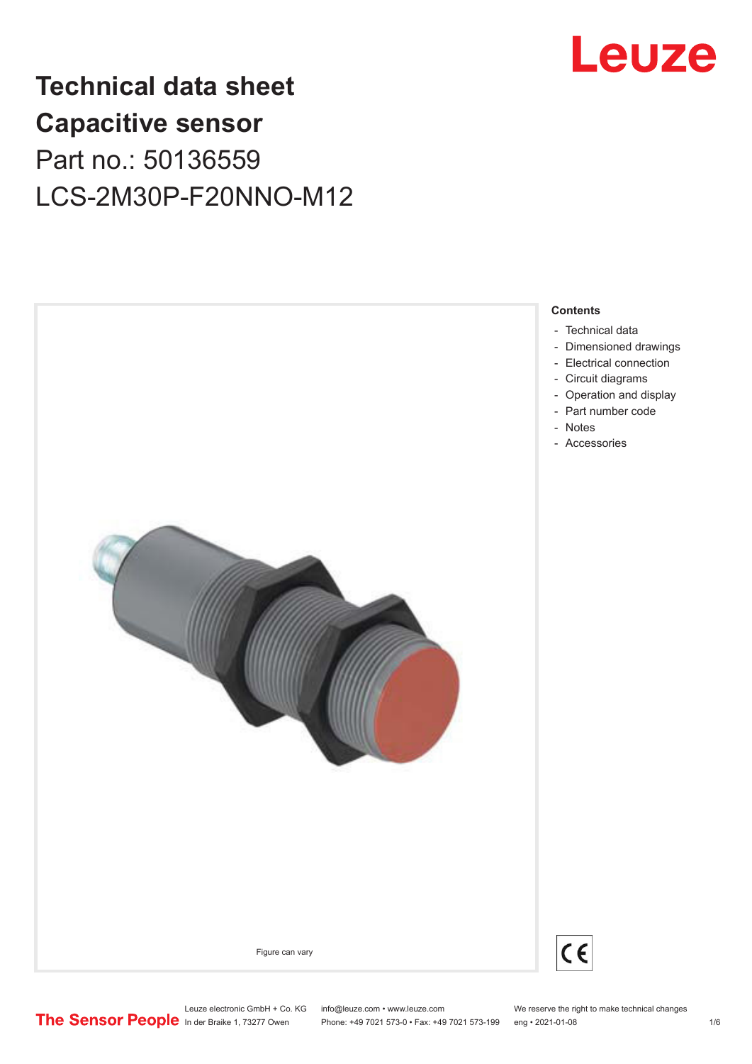Leuze

# Technical data sheet
# Capacitive sensor

## Part no.: 50136559

## LCS-2M30P-F20NNO-M12

Figure can vary

**Contents**

- Technical data
- Dimensioned drawings
- Electrical connection
- Circuit diagrams
- Operation and display
- Part number code
- Notes
- Accessories

CE

The Sensor People

Leuze electronic GmbH + Co. KG
In der Braike 1, 73277 Owen

info@leuze.com • www.leuze.com
Phone: +49 7021 573-0 • Fax: +49 7021 573-199

We reserve the right to make technical changes
eng • 2021-01-08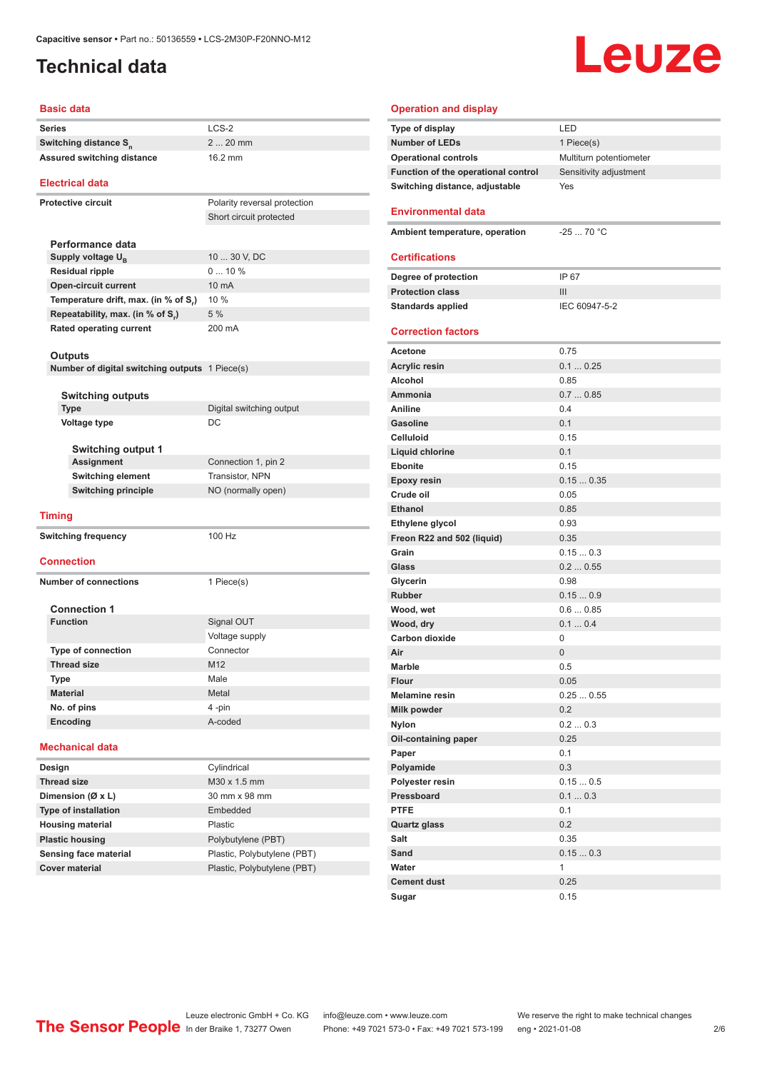# Technical data

## Basic data

| | |
|---|---|
| Series | LCS-2 |
| Switching distance $S_n$ | 2 ... 20 mm |
| Assured switching distance | 16.2 mm |

## Electrical data

| | |
|---|---|
| Protective circuit | Polarity reversal protection |
| | Short circuit protected |

### Performance data

| | |
|---|---|
| Supply voltage $U_B$ | 10 ... 30 V, DC |
| Residual ripple | 0 ... 10 % |
| Open-circuit current | 10 mA |
| Temperature drift, max. (in % of $S_r$) | 10 % |
| Repeatability, max. (in % of $S_r$) | 5 % |
| Rated operating current | 200 mA |

### Outputs

| | |
|---|---|
| Number of digital switching outputs | 1 Piece(s) |

#### Switching outputs

| | |
|---|---|
| Type | Digital switching output |
| Voltage type | DC |

##### Switching output 1

| | |
|---|---|
| Assignment | Connection 1, pin 2 |
| Switching element | Transistor, NPN |
| Switching principle | NO (normally open) |

## Timing

| | |
|---|---|
| Switching frequency | 100 Hz |

## Connection

| | |
|---|---|
| Number of connections | 1 Piece(s) |

### Connection 1

| | |
|---|---|
| Function | Signal OUT |
| | Voltage supply |
| Type of connection | Connector |
| Thread size | M12 |
| Type | Male |
| Material | Metal |
| No. of pins | 4 -pin |
| Encoding | A-coded |

## Mechanical data

| | |
|---|---|
| Design | Cylindrical |
| Thread size | M30 x 1.5 mm |
| Dimension (Ø x L) | 30 mm x 98 mm |
| Type of installation | Embedded |
| Housing material | Plastic |
| Plastic housing | Polybutylene (PBT) |
| Sensing face material | Plastic, Polybutylene (PBT) |
| Cover material | Plastic, Polybutylene (PBT) |

## Operation and display

| | |
|---|---|
| Type of display | LED |
| Number of LEDs | 1 Piece(s) |
| Operational controls | Multiturn potentiometer |
| Function of the operational control | Sensitivity adjustment |
| Switching distance, adjustable | Yes |

## Environmental data

| | |
|---|---|
| Ambient temperature, operation | -25 ... 70 °C |

## Certifications

| | |
|---|---|
| Degree of protection | IP 67 |
| Protection class | III |
| Standards applied | IEC 60947-5-2 |

## Correction factors

| | |
|---|---|
| Acetone | 0.75 |
| Acrylic resin | 0.1 ... 0.25 |
| Alcohol | 0.85 |
| Ammonia | 0.7 ... 0.85 |
| Aniline | 0.4 |
| Gasoline | 0.1 |
| Celluloid | 0.15 |
| Liquid chlorine | 0.1 |
| Ebonite | 0.15 |
| Epoxy resin | 0.15 ... 0.35 |
| Crude oil | 0.05 |
| Ethanol | 0.85 |
| Ethylene glycol | 0.93 |
| Freon R22 and 502 (liquid) | 0.35 |
| Grain | 0.15 ... 0.3 |
| Glass | 0.2 ... 0.55 |
| Glycerin | 0.98 |
| Rubber | 0.15 ... 0.9 |
| Wood, wet | 0.6 ... 0.85 |
| Wood, dry | 0.1 ... 0.4 |
| Carbon dioxide | 0 |
| Air | 0 |
| Marble | 0.5 |
| Flour | 0.05 |
| Melamine resin | 0.25 ... 0.55 |
| Milk powder | 0.2 |
| Nylon | 0.2 ... 0.3 |
| Oil-containing paper | 0.25 |
| Paper | 0.1 |
| Polyamide | 0.3 |
| Polyester resin | 0.15 ... 0.5 |
| Pressboard | 0.1 ... 0.3 |
| PTFE | 0.1 |
| Quartz glass | 0.2 |
| Salt | 0.35 |
| Sand | 0.15 ... 0.3 |
| Water | 1 |
| Cement dust | 0.25 |
| Sugar | 0.15 |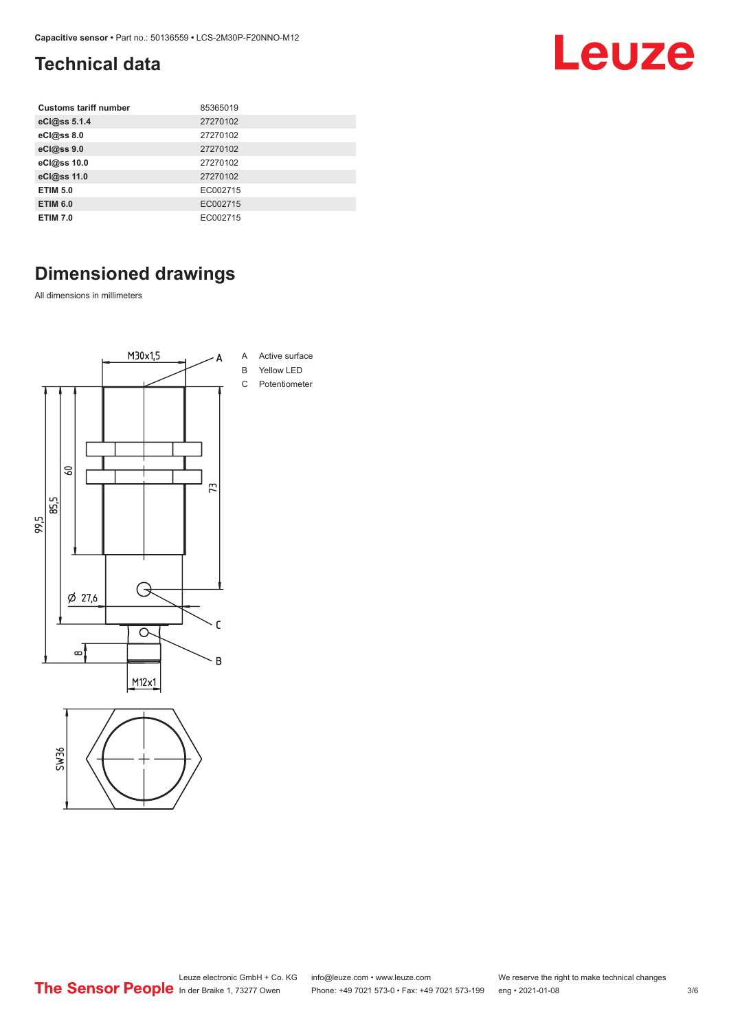## Technical data

| Customs tariff number | 85365019 |
|---|---|
| eCl@ss 5.1.4 | 27270102 |
| eCl@ss 8.0 | 27270102 |
| eCl@ss 9.0 | 27270102 |
| eCl@ss 10.0 | 27270102 |
| eCl@ss 11.0 | 27270102 |
| ETIM 5.0 | EC002715 |
| ETIM 6.0 | EC002715 |
| ETIM 7.0 | EC002715 |

## Dimensioned drawings

All dimensions in millimeters

A Active surface
B Yellow LED
C Potentiometer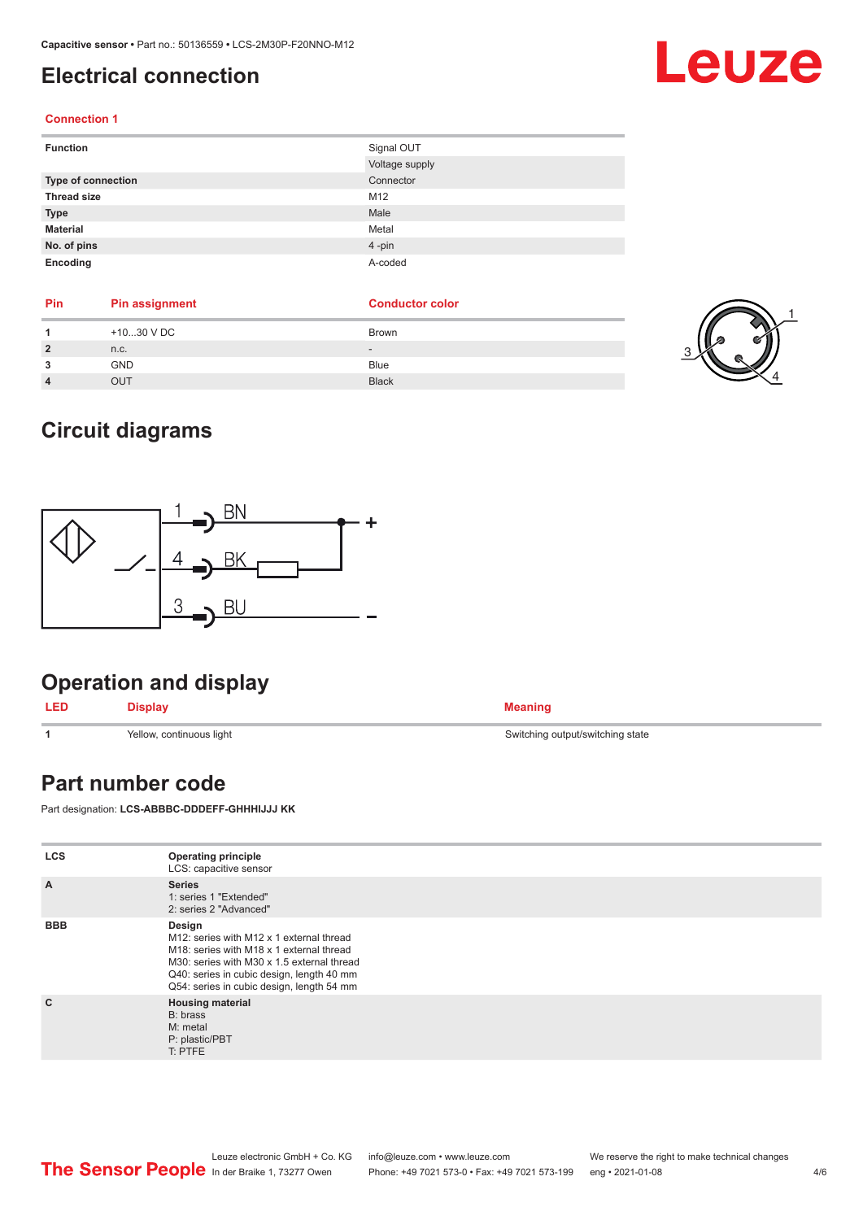# Electrical connection

### Connection 1

| | |
|---|---|
| **Function** | Signal OUT |
| | Voltage supply |
| **Type of connection** | Connector |
| **Thread size** | M12 |
| **Type** | Male |
| **Material** | Metal |
| **No. of pins** | 4 -pin |
| **Encoding** | A-coded |

| Pin | Pin assignment | Conductor color |
|---|---|---|
| 1 | +10...30 V DC | Brown |
| 2 | n.c. | - |
| 3 | GND | Blue |
| 4 | OUT | Black |

# Circuit diagrams

# Operation and display

| LED | Display | Meaning |
|---|---|---|
| 1 | Yellow, continuous light | Switching output/switching state |

# Part number code

Part designation: **LCS-ABBBC-DDDEFF-GHHHIJJJ KK**

| | |
|---|---|
| **LCS** | **Operating principle**<br>LCS: capacitive sensor |
| **A** | **Series**<br>1: series 1 "Extended"<br>2: series 2 "Advanced" |
| **BBB** | **Design**<br>M12: series with M12 x 1 external thread<br>M18: series with M18 x 1 external thread<br>M30: series with M30 x 1.5 external thread<br>Q40: series in cubic design, length 40 mm<br>Q54: series in cubic design, length 54 mm |
| **C** | **Housing material**<br>B: brass<br>M: metal<br>P: plastic/PBT<br>T: PTFE |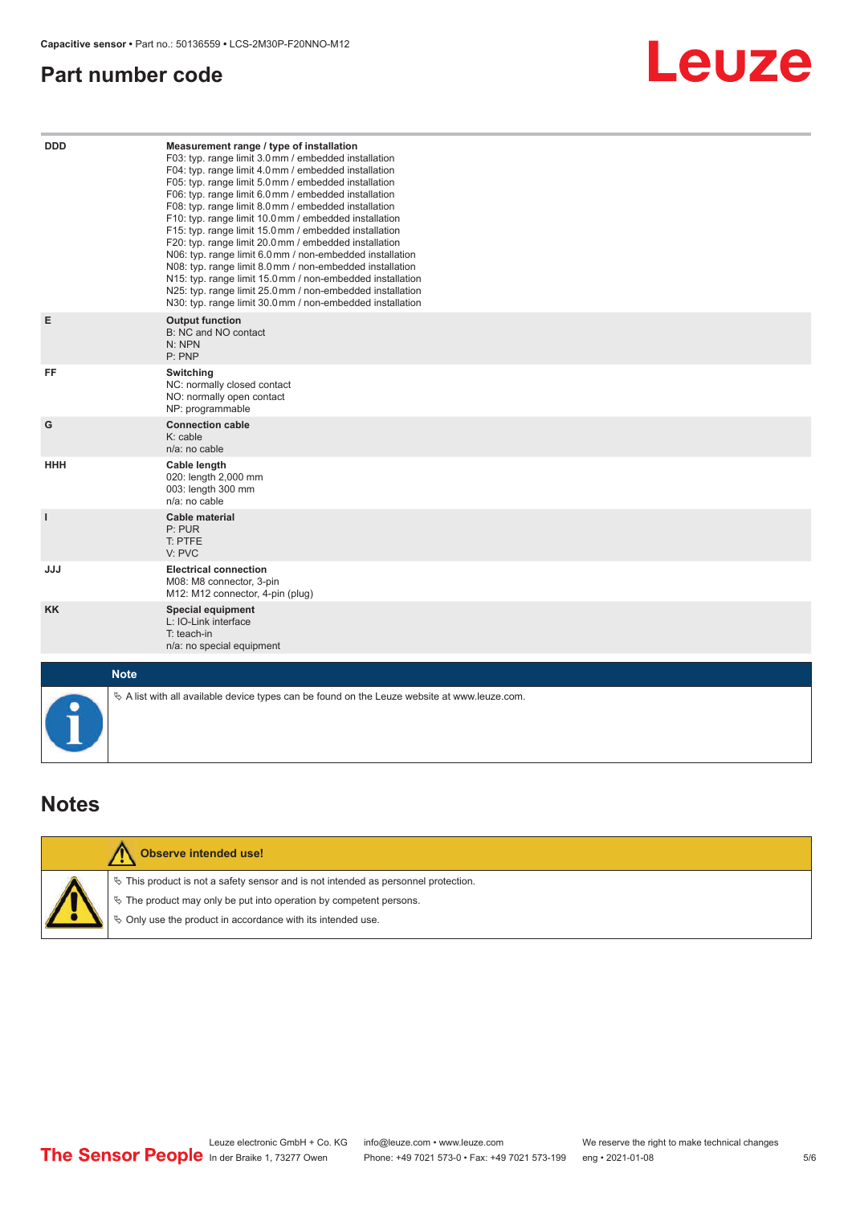## Part number code

| | |
|---|---|
| DDD | **Measurement range / type of installation**<br>F03: typ. range limit 3.0 mm / embedded installation<br>F04: typ. range limit 4.0 mm / embedded installation<br>F05: typ. range limit 5.0 mm / embedded installation<br>F06: typ. range limit 6.0 mm / embedded installation<br>F08: typ. range limit 8.0 mm / embedded installation<br>F10: typ. range limit 10.0 mm / embedded installation<br>F15: typ. range limit 15.0 mm / embedded installation<br>F20: typ. range limit 20.0 mm / embedded installation<br>N06: typ. range limit 6.0 mm / non-embedded installation<br>N08: typ. range limit 8.0 mm / non-embedded installation<br>N15: typ. range limit 15.0 mm / non-embedded installation<br>N25: typ. range limit 25.0 mm / non-embedded installation<br>N30: typ. range limit 30.0 mm / non-embedded installation |
| E | **Output function**<br>B: NC and NO contact<br>N: NPN<br>P: PNP |
| FF | **Switching**<br>NC: normally closed contact<br>NO: normally open contact<br>NP: programmable |
| G | **Connection cable**<br>K: cable<br>n/a: no cable |
| HHH | **Cable length**<br>020: length 2,000 mm<br>003: length 300 mm<br>n/a: no cable |
| I | **Cable material**<br>P: PUR<br>T: PTFE<br>V: PVC |
| JJJ | **Electrical connection**<br>M08: M8 connector, 3-pin<br>M12: M12 connector, 4-pin (plug) |
| KK | **Special equipment**<br>L: IO-Link interface<br>T: teach-in<br>n/a: no special equipment |

**Note**

- A list with all available device types can be found on the Leuze website at www.leuze.com.

## Notes

**Observe intended use!**

- This product is not a safety sensor and is not intended as personnel protection.
- The product may only be put into operation by competent persons.
- Only use the product in accordance with its intended use.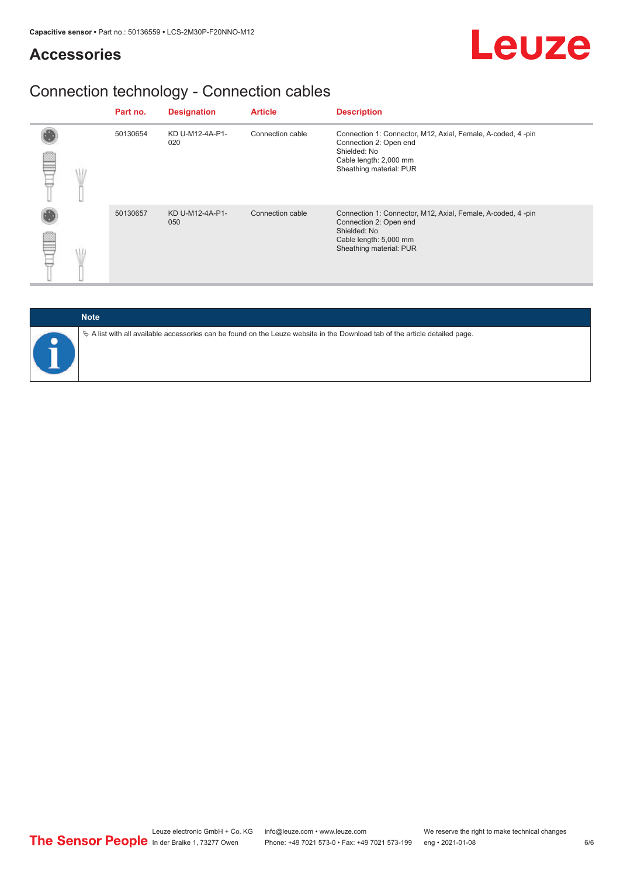## Accessories

# Connection technology - Connection cables

| | Part no. | Designation | Article | Description |
|---|---|---|---|---|
| | 50130654 | KD U-M12-4A-P1-020 | Connection cable | Connection 1: Connector, M12, Axial, Female, A-coded, 4 -pin<br>Connection 2: Open end<br>Shielded: No<br>Cable length: 2,000 mm<br>Sheathing material: PUR |
| | 50130657 | KD U-M12-4A-P1-050 | Connection cable | Connection 1: Connector, M12, Axial, Female, A-coded, 4 -pin<br>Connection 2: Open end<br>Shielded: No<br>Cable length: 5,000 mm<br>Sheathing material: PUR |

**Note**

↳ A list with all available accessories can be found on the Leuze website in the Download tab of the article detailed page.